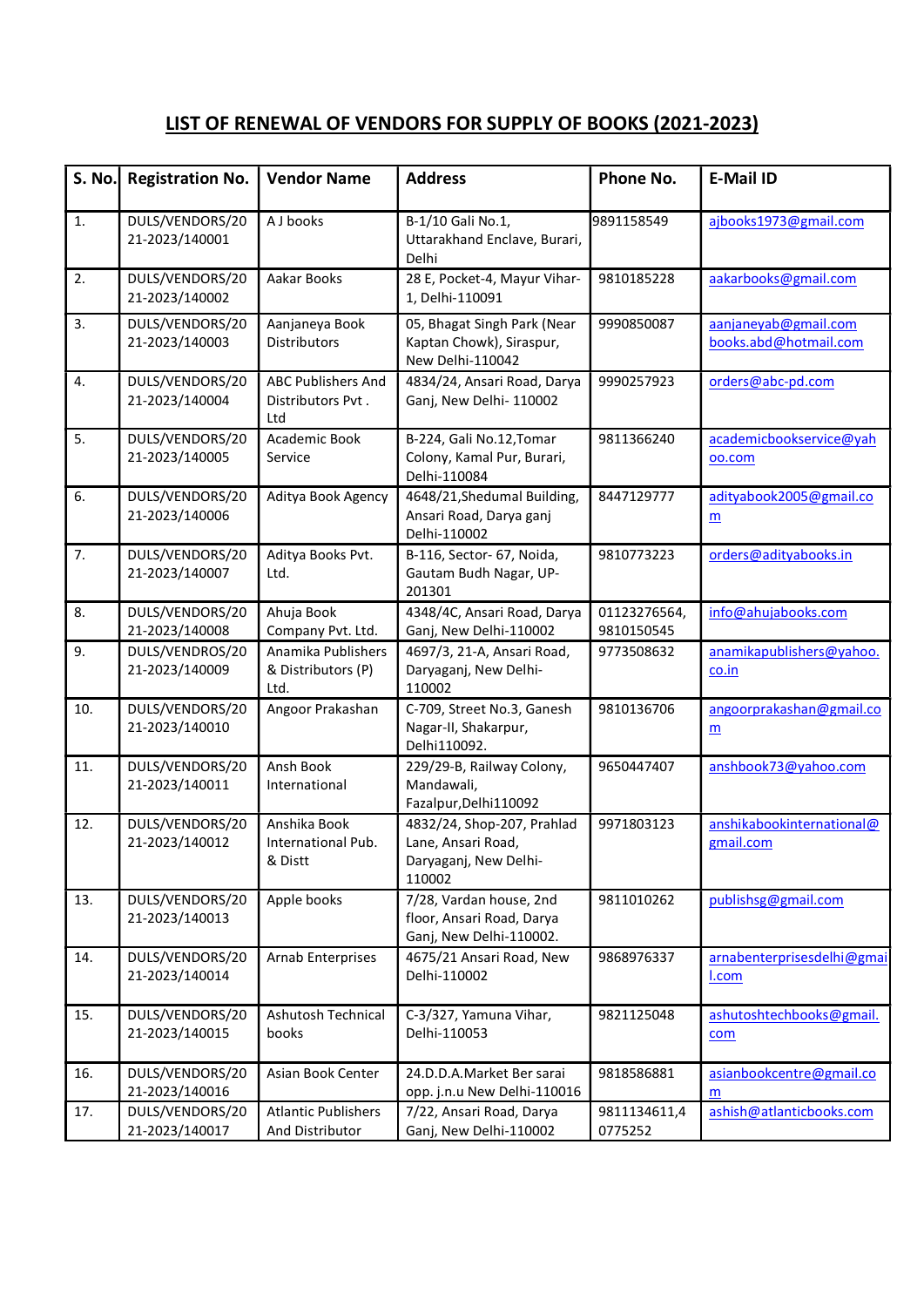## LIST OF RENEWAL OF VENDORS FOR SUPPLY OF BOOKS (2021-2023)

| S. No. | Registration No. | Vendor Name | Address | Phone No. | E-Mail ID |
|---|---|---|---|---|---|
| 1. | DULS/VENDORS/2021-2023/140001 | A J books | B-1/10 Gali No.1, Uttarakhand Enclave, Burari, Delhi | 9891158549 | ajbooks1973@gmail.com |
| 2. | DULS/VENDORS/2021-2023/140002 | Aakar Books | 28 E, Pocket-4, Mayur Vihar-1, Delhi-110091 | 9810185228 | aakarbooks@gmail.com |
| 3. | DULS/VENDORS/2021-2023/140003 | Aanjaneya Book Distributors | 05, Bhagat Singh Park (Near Kaptan Chowk), Siraspur, New Delhi-110042 | 9990850087 | aanjaneyab@gmail.com books.abd@hotmail.com |
| 4. | DULS/VENDORS/2021-2023/140004 | ABC Publishers And Distributors Pvt . Ltd | 4834/24, Ansari Road, Darya Ganj, New Delhi- 110002 | 9990257923 | orders@abc-pd.com |
| 5. | DULS/VENDORS/2021-2023/140005 | Academic Book Service | B-224, Gali No.12,Tomar Colony, Kamal Pur, Burari, Delhi-110084 | 9811366240 | academicbookservice@yahoo.com |
| 6. | DULS/VENDORS/2021-2023/140006 | Aditya Book Agency | 4648/21,Shedumal Building, Ansari Road, Darya ganj Delhi-110002 | 8447129777 | adityabook2005@gmail.com |
| 7. | DULS/VENDORS/2021-2023/140007 | Aditya Books Pvt. Ltd. | B-116, Sector- 67, Noida, Gautam Budh Nagar, UP-201301 | 9810773223 | orders@adityabooks.in |
| 8. | DULS/VENDORS/2021-2023/140008 | Ahuja Book Company Pvt. Ltd. | 4348/4C, Ansari Road, Darya Ganj, New Delhi-110002 | 01123276564, 9810150545 | info@ahujabooks.com |
| 9. | DULS/VENDROS/2021-2023/140009 | Anamika Publishers & Distributors (P) Ltd. | 4697/3, 21-A, Ansari Road, Daryaganj, New Delhi-110002 | 9773508632 | anamikapublishers@yahoo.co.in |
| 10. | DULS/VENDORS/2021-2023/140010 | Angoor Prakashan | C-709, Street No.3, Ganesh Nagar-II, Shakarpur, Delhi110092. | 9810136706 | angoorprakashan@gmail.com |
| 11. | DULS/VENDORS/2021-2023/140011 | Ansh Book International | 229/29-B, Railway Colony, Mandawali, Fazalpur,Delhi110092 | 9650447407 | anshbook73@yahoo.com |
| 12. | DULS/VENDORS/2021-2023/140012 | Anshika Book International Pub. & Distt | 4832/24, Shop-207, Prahlad Lane, Ansari Road, Daryaganj, New Delhi-110002 | 9971803123 | anshikabookinternational@gmail.com |
| 13. | DULS/VENDORS/2021-2023/140013 | Apple books | 7/28, Vardan house, 2nd floor, Ansari Road, Darya Ganj, New Delhi-110002. | 9811010262 | publishsg@gmail.com |
| 14. | DULS/VENDORS/2021-2023/140014 | Arnab Enterprises | 4675/21 Ansari Road, New Delhi-110002 | 9868976337 | arnabenterprisesdelhi@gmail.com |
| 15. | DULS/VENDORS/2021-2023/140015 | Ashutosh Technical books | C-3/327, Yamuna Vihar, Delhi-110053 | 9821125048 | ashutoshtechbooks@gmail.com |
| 16. | DULS/VENDORS/2021-2023/140016 | Asian Book Center | 24.D.D.A.Market Ber sarai opp. j.n.u New Delhi-110016 | 9818586881 | asianbookcentre@gmail.com |
| 17. | DULS/VENDORS/2021-2023/140017 | Atlantic Publishers And Distributor | 7/22, Ansari Road, Darya Ganj, New Delhi-110002 | 9811134611,40775252 | ashish@atlanticbooks.com |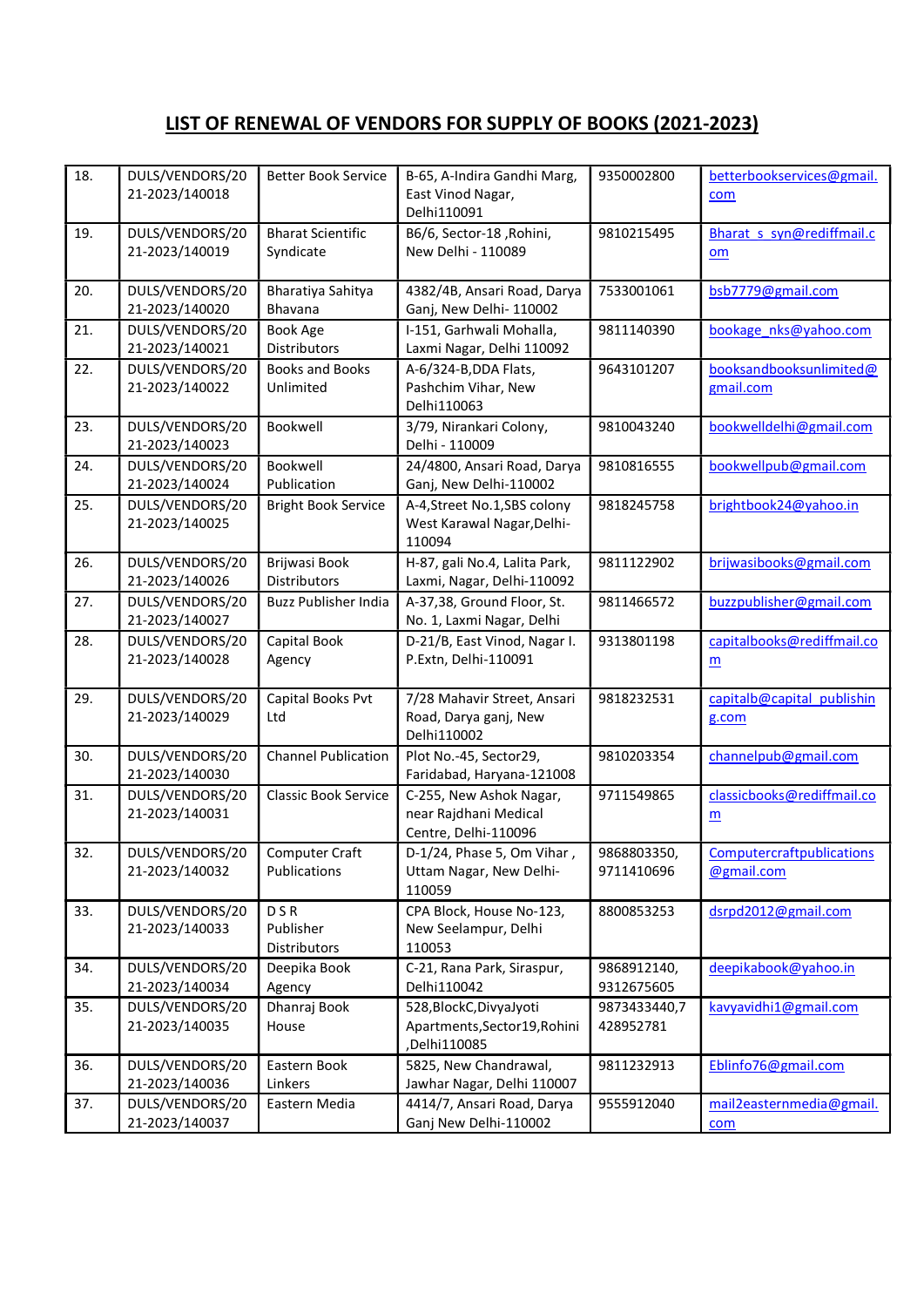## LIST OF RENEWAL OF VENDORS FOR SUPPLY OF BOOKS (2021-2023)

| | | | | | |
|---|---|---|---|---|---|
| 18. | DULS/VENDORS/2021-2023/140018 | Better Book Service | B-65, A-Indira Gandhi Marg, East Vinod Nagar, Delhi110091 | 9350002800 | betterbookservices@gmail.com |
| 19. | DULS/VENDORS/2021-2023/140019 | Bharat Scientific Syndicate | B6/6, Sector-18 ,Rohini, New Delhi - 110089 | 9810215495 | Bharat_s_syn@rediffmail.com |
| 20. | DULS/VENDORS/2021-2023/140020 | Bharatiya Sahitya Bhavana | 4382/4B, Ansari Road, Darya Ganj, New Delhi- 110002 | 7533001061 | bsb7779@gmail.com |
| 21. | DULS/VENDORS/2021-2023/140021 | Book Age Distributors | I-151, Garhwali Mohalla, Laxmi Nagar, Delhi 110092 | 9811140390 | bookage_nks@yahoo.com |
| 22. | DULS/VENDORS/2021-2023/140022 | Books and Books Unlimited | A-6/324-B,DDA Flats, Pashchim Vihar, New Delhi110063 | 9643101207 | booksandbooksunlimited@gmail.com |
| 23. | DULS/VENDORS/2021-2023/140023 | Bookwell | 3/79, Nirankari Colony, Delhi - 110009 | 9810043240 | bookwelldelhi@gmail.com |
| 24. | DULS/VENDORS/2021-2023/140024 | Bookwell Publication | 24/4800, Ansari Road, Darya Ganj, New Delhi-110002 | 9810816555 | bookwellpub@gmail.com |
| 25. | DULS/VENDORS/2021-2023/140025 | Bright Book Service | A-4,Street No.1,SBS colony West Karawal Nagar,Delhi-110094 | 9818245758 | brightbook24@yahoo.in |
| 26. | DULS/VENDORS/2021-2023/140026 | Brijwasi Book Distributors | H-87, gali No.4, Lalita Park, Laxmi, Nagar, Delhi-110092 | 9811122902 | brijwasibooks@gmail.com |
| 27. | DULS/VENDORS/2021-2023/140027 | Buzz Publisher India | A-37,38, Ground Floor, St. No. 1, Laxmi Nagar, Delhi | 9811466572 | buzzpublisher@gmail.com |
| 28. | DULS/VENDORS/2021-2023/140028 | Capital Book Agency | D-21/B, East Vinod, Nagar I. P.Extn, Delhi-110091 | 9313801198 | capitalbooks@rediffmail.com |
| 29. | DULS/VENDORS/2021-2023/140029 | Capital Books Pvt Ltd | 7/28 Mahavir Street, Ansari Road, Darya ganj, New Delhi110002 | 9818232531 | capitalb@capital_publishing.com |
| 30. | DULS/VENDORS/2021-2023/140030 | Channel Publication | Plot No.-45, Sector29, Faridabad, Haryana-121008 | 9810203354 | channelpub@gmail.com |
| 31. | DULS/VENDORS/2021-2023/140031 | Classic Book Service | C-255, New Ashok Nagar, near Rajdhani Medical Centre, Delhi-110096 | 9711549865 | classicbooks@rediffmail.com |
| 32. | DULS/VENDORS/2021-2023/140032 | Computer Craft Publications | D-1/24, Phase 5, Om Vihar , Uttam Nagar, New Delhi-110059 | 9868803350, 9711410696 | Computercraftpublications@gmail.com |
| 33. | DULS/VENDORS/2021-2023/140033 | D S R Publisher Distributors | CPA Block, House No-123, New Seelampur, Delhi 110053 | 8800853253 | dsrpd2012@gmail.com |
| 34. | DULS/VENDORS/2021-2023/140034 | Deepika Book Agency | C-21, Rana Park, Siraspur, Delhi110042 | 9868912140, 9312675605 | deepikabook@yahoo.in |
| 35. | DULS/VENDORS/2021-2023/140035 | Dhanraj Book House | 528,BlockC,DivyaJyoti Apartments,Sector19,Rohini ,Delhi110085 | 9873433440,7428952781 | kavyavidhi1@gmail.com |
| 36. | DULS/VENDORS/2021-2023/140036 | Eastern Book Linkers | 5825, New Chandrawal, Jawhar Nagar, Delhi 110007 | 9811232913 | Eblinfo76@gmail.com |
| 37. | DULS/VENDORS/2021-2023/140037 | Eastern Media | 4414/7, Ansari Road, Darya Ganj New Delhi-110002 | 9555912040 | mail2easternmedia@gmail.com |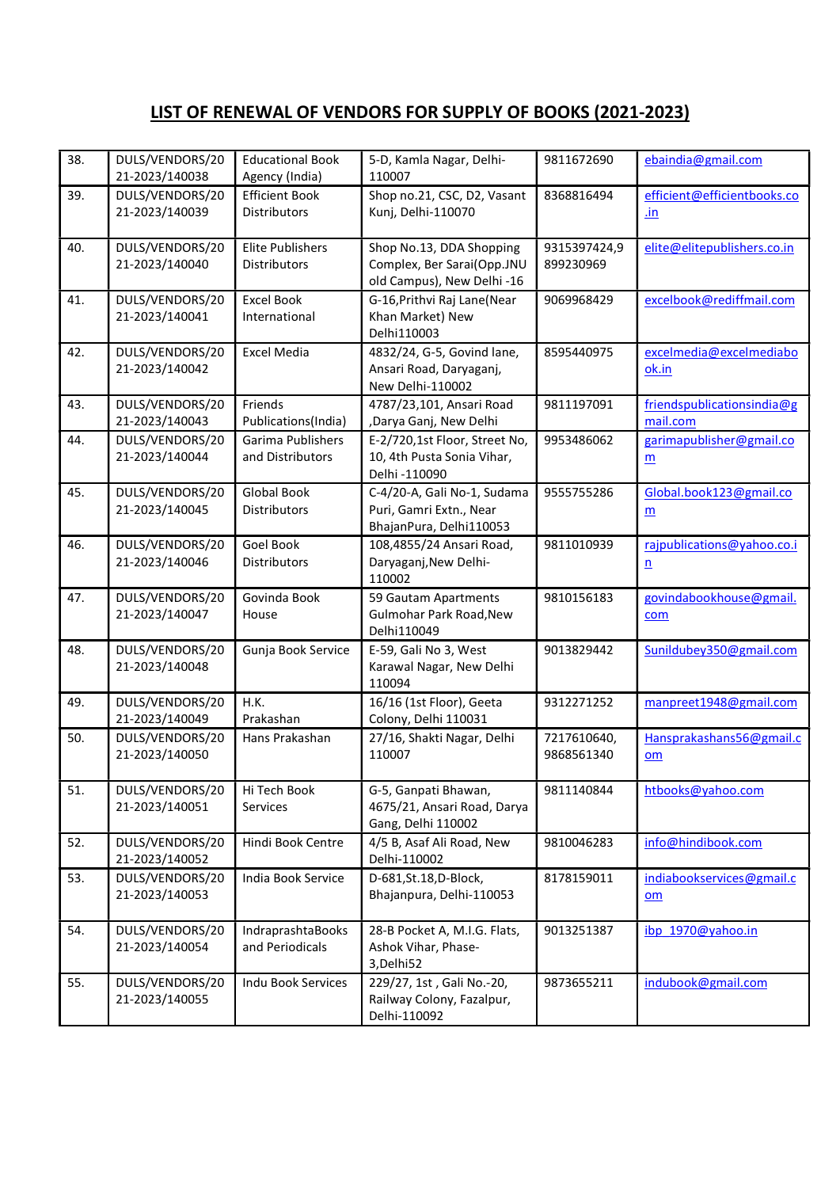# LIST OF RENEWAL OF VENDORS FOR SUPPLY OF BOOKS (2021-2023)

| | | | | | |
|---|---|---|---|---|---|
| 38. | DULS/VENDORS/2021-2023/140038 | Educational Book Agency (India) | 5-D, Kamla Nagar, Delhi-110007 | 9811672690 | ebaindia@gmail.com |
| 39. | DULS/VENDORS/2021-2023/140039 | Efficient Book Distributors | Shop no.21, CSC, D2, Vasant Kunj, Delhi-110070 | 8368816494 | efficient@efficientbooks.co.in |
| 40. | DULS/VENDORS/2021-2023/140040 | Elite Publishers Distributors | Shop No.13, DDA Shopping Complex, Ber Sarai(Opp.JNU old Campus), New Delhi -16 | 9315397424,9899230969 | elite@elitepublishers.co.in |
| 41. | DULS/VENDORS/2021-2023/140041 | Excel Book International | G-16,Prithvi Raj Lane(Near Khan Market) New Delhi110003 | 9069968429 | excelbook@rediffmail.com |
| 42. | DULS/VENDORS/2021-2023/140042 | Excel Media | 4832/24, G-5, Govind lane, Ansari Road, Daryaganj, New Delhi-110002 | 8595440975 | excelmedia@excelmediabook.in |
| 43. | DULS/VENDORS/2021-2023/140043 | Friends Publications(India) | 4787/23,101, Ansari Road ,Darya Ganj, New Delhi | 9811197091 | friendspublicationsindia@gmail.com |
| 44. | DULS/VENDORS/2021-2023/140044 | Garima Publishers and Distributors | E-2/720,1st Floor, Street No, 10, 4th Pusta Sonia Vihar, Delhi -110090 | 9953486062 | garimapublisher@gmail.com |
| 45. | DULS/VENDORS/2021-2023/140045 | Global Book Distributors | C-4/20-A, Gali No-1, Sudama Puri, Gamri Extn., Near BhajanPura, Delhi110053 | 9555755286 | Global.book123@gmail.com |
| 46. | DULS/VENDORS/2021-2023/140046 | Goel Book Distributors | 108,4855/24 Ansari Road, Daryaganj,New Delhi-110002 | 9811010939 | rajpublications@yahoo.co.in |
| 47. | DULS/VENDORS/2021-2023/140047 | Govinda Book House | 59 Gautam Apartments Gulmohar Park Road,New Delhi110049 | 9810156183 | govindabookhouse@gmail.com |
| 48. | DULS/VENDORS/2021-2023/140048 | Gunja Book Service | E-59, Gali No 3, West Karawal Nagar, New Delhi 110094 | 9013829442 | Sunildubey350@gmail.com |
| 49. | DULS/VENDORS/2021-2023/140049 | H.K. Prakashan | 16/16 (1st Floor), Geeta Colony, Delhi 110031 | 9312271252 | manpreet1948@gmail.com |
| 50. | DULS/VENDORS/2021-2023/140050 | Hans Prakashan | 27/16, Shakti Nagar, Delhi 110007 | 7217610640, 9868561340 | Hansprakashans56@gmail.com |
| 51. | DULS/VENDORS/2021-2023/140051 | Hi Tech Book Services | G-5, Ganpati Bhawan, 4675/21, Ansari Road, Darya Gang, Delhi 110002 | 9811140844 | htbooks@yahoo.com |
| 52. | DULS/VENDORS/2021-2023/140052 | Hindi Book Centre | 4/5 B, Asaf Ali Road, New Delhi-110002 | 9810046283 | info@hindibook.com |
| 53. | DULS/VENDORS/2021-2023/140053 | India Book Service | D-681,St.18,D-Block, Bhajanpura, Delhi-110053 | 8178159011 | indiabookservices@gmail.com |
| 54. | DULS/VENDORS/2021-2023/140054 | IndraprashtaBooks and Periodicals | 28-B Pocket A, M.I.G. Flats, Ashok Vihar, Phase-3,Delhi52 | 9013251387 | ibp_1970@yahoo.in |
| 55. | DULS/VENDORS/2021-2023/140055 | Indu Book Services | 229/27, 1st , Gali No.-20, Railway Colony, Fazalpur, Delhi-110092 | 9873655211 | indubook@gmail.com |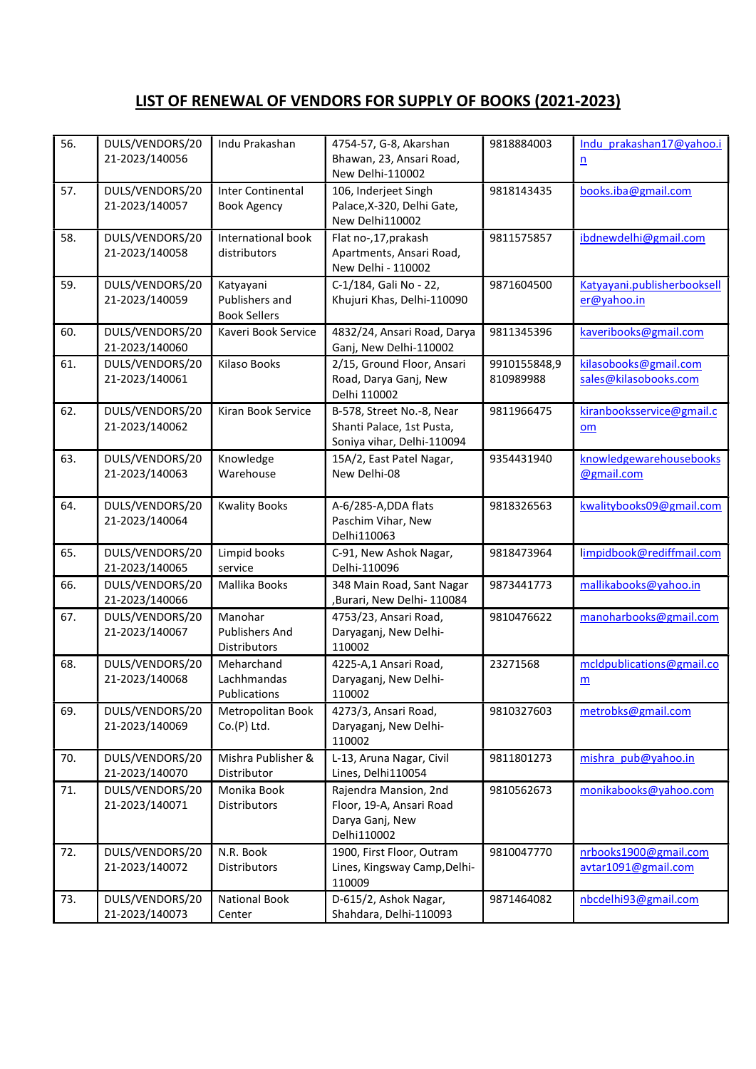## LIST OF RENEWAL OF VENDORS FOR SUPPLY OF BOOKS (2021-2023)

| | | | | | |
|---|---|---|---|---|---|
| 56. | DULS/VENDORS/2021-2023/140056 | Indu Prakashan | 4754-57, G-8, Akarshan Bhawan, 23, Ansari Road, New Delhi-110002 | 9818884003 | Indu_prakashan17@yahoo.in |
| 57. | DULS/VENDORS/2021-2023/140057 | Inter Continental Book Agency | 106, Inderjeet Singh Palace,X-320, Delhi Gate, New Delhi110002 | 9818143435 | books.iba@gmail.com |
| 58. | DULS/VENDORS/2021-2023/140058 | International book distributors | Flat no-,17,prakash Apartments, Ansari Road, New Delhi - 110002 | 9811575857 | ibdnewdelhi@gmail.com |
| 59. | DULS/VENDORS/2021-2023/140059 | Katyayani Publishers and Book Sellers | C-1/184, Gali No - 22, Khujuri Khas, Delhi-110090 | 9871604500 | Katyayani.publisherbookseller@yahoo.in |
| 60. | DULS/VENDORS/2021-2023/140060 | Kaveri Book Service | 4832/24, Ansari Road, Darya Ganj, New Delhi-110002 | 9811345396 | kaveribooks@gmail.com |
| 61. | DULS/VENDORS/2021-2023/140061 | Kilaso Books | 2/15, Ground Floor, Ansari Road, Darya Ganj, New Delhi 110002 | 9910155848,9810989988 | kilasobooks@gmail.com sales@kilasobooks.com |
| 62. | DULS/VENDORS/2021-2023/140062 | Kiran Book Service | B-578, Street No.-8, Near Shanti Palace, 1st Pusta, Soniya vihar, Delhi-110094 | 9811966475 | kiranbooksservice@gmail.com |
| 63. | DULS/VENDORS/2021-2023/140063 | Knowledge Warehouse | 15A/2, East Patel Nagar, New Delhi-08 | 9354431940 | knowledgewarehousebooks@gmail.com |
| 64. | DULS/VENDORS/2021-2023/140064 | Kwality Books | A-6/285-A,DDA flats Paschim Vihar, New Delhi110063 | 9818326563 | kwalitybooks09@gmail.com |
| 65. | DULS/VENDORS/2021-2023/140065 | Limpid books service | C-91, New Ashok Nagar, Delhi-110096 | 9818473964 | limpidbook@rediffmail.com |
| 66. | DULS/VENDORS/2021-2023/140066 | Mallika Books | 348 Main Road, Sant Nagar ,Burari, New Delhi- 110084 | 9873441773 | mallikabooks@yahoo.in |
| 67. | DULS/VENDORS/2021-2023/140067 | Manohar Publishers And Distributors | 4753/23, Ansari Road, Daryaganj, New Delhi-110002 | 9810476622 | manoharbooks@gmail.com |
| 68. | DULS/VENDORS/2021-2023/140068 | Meharchand Lachhmandas Publications | 4225-A,1 Ansari Road, Daryaganj, New Delhi-110002 | 23271568 | mcldpublications@gmail.com |
| 69. | DULS/VENDORS/2021-2023/140069 | Metropolitan Book Co.(P) Ltd. | 4273/3, Ansari Road, Daryaganj, New Delhi-110002 | 9810327603 | metrobks@gmail.com |
| 70. | DULS/VENDORS/2021-2023/140070 | Mishra Publisher & Distributor | L-13, Aruna Nagar, Civil Lines, Delhi110054 | 9811801273 | mishra_pub@yahoo.in |
| 71. | DULS/VENDORS/2021-2023/140071 | Monika Book Distributors | Rajendra Mansion, 2nd Floor, 19-A, Ansari Road Darya Ganj, New Delhi110002 | 9810562673 | monikabooks@yahoo.com |
| 72. | DULS/VENDORS/2021-2023/140072 | N.R. Book Distributors | 1900, First Floor, Outram Lines, Kingsway Camp,Delhi-110009 | 9810047770 | nrbooks1900@gmail.com avtar1091@gmail.com |
| 73. | DULS/VENDORS/2021-2023/140073 | National Book Center | D-615/2, Ashok Nagar, Shahdara, Delhi-110093 | 9871464082 | nbcdelhi93@gmail.com |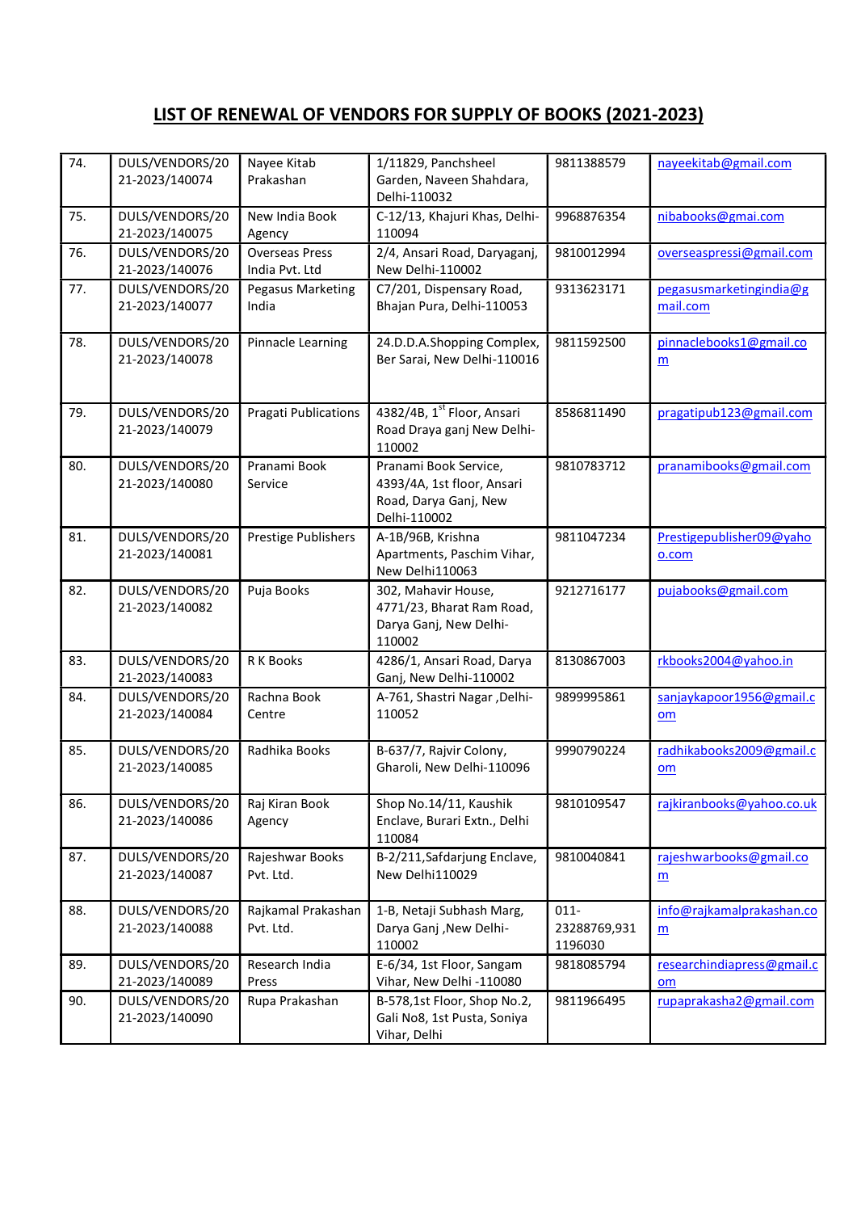## LIST OF RENEWAL OF VENDORS FOR SUPPLY OF BOOKS (2021-2023)

| 74. | DULS/VENDORS/2021-2023/140074 | Nayee Kitab Prakashan | 1/11829, Panchsheel Garden, Naveen Shahdara, Delhi-110032 | 9811388579 | nayeekitab@gmail.com |
|---|---|---|---|---|---|
| 75. | DULS/VENDORS/2021-2023/140075 | New India Book Agency | C-12/13, Khajuri Khas, Delhi-110094 | 9968876354 | nibabooks@gmai.com |
| 76. | DULS/VENDORS/2021-2023/140076 | Overseas Press India Pvt. Ltd | 2/4, Ansari Road, Daryaganj, New Delhi-110002 | 9810012994 | overseaspressi@gmail.com |
| 77. | DULS/VENDORS/2021-2023/140077 | Pegasus Marketing India | C7/201, Dispensary Road, Bhajan Pura, Delhi-110053 | 9313623171 | pegasusmarketingindia@gmail.com |
| 78. | DULS/VENDORS/2021-2023/140078 | Pinnacle Learning | 24.D.D.A.Shopping Complex, Ber Sarai, New Delhi-110016 | 9811592500 | pinnaclebooks1@gmail.com |
| 79. | DULS/VENDORS/2021-2023/140079 | Pragati Publications | 4382/4B, 1st Floor, Ansari Road Draya ganj New Delhi-110002 | 8586811490 | pragatipub123@gmail.com |
| 80. | DULS/VENDORS/2021-2023/140080 | Pranami Book Service | Pranami Book Service, 4393/4A, 1st floor, Ansari Road, Darya Ganj, New Delhi-110002 | 9810783712 | pranamibooks@gmail.com |
| 81. | DULS/VENDORS/2021-2023/140081 | Prestige Publishers | A-1B/96B, Krishna Apartments, Paschim Vihar, New Delhi110063 | 9811047234 | Prestigepublisher09@yahoo.com |
| 82. | DULS/VENDORS/2021-2023/140082 | Puja Books | 302, Mahavir House, 4771/23, Bharat Ram Road, Darya Ganj, New Delhi-110002 | 9212716177 | pujabooks@gmail.com |
| 83. | DULS/VENDORS/2021-2023/140083 | R K Books | 4286/1, Ansari Road, Darya Ganj, New Delhi-110002 | 8130867003 | rkbooks2004@yahoo.in |
| 84. | DULS/VENDORS/2021-2023/140084 | Rachna Book Centre | A-761, Shastri Nagar ,Delhi-110052 | 9899995861 | sanjaykapoor1956@gmail.com |
| 85. | DULS/VENDORS/2021-2023/140085 | Radhika Books | B-637/7, Rajvir Colony, Gharoli, New Delhi-110096 | 9990790224 | radhikabooks2009@gmail.com |
| 86. | DULS/VENDORS/2021-2023/140086 | Raj Kiran Book Agency | Shop No.14/11, Kaushik Enclave, Burari Extn., Delhi 110084 | 9810109547 | rajkiranbooks@yahoo.co.uk |
| 87. | DULS/VENDORS/2021-2023/140087 | Rajeshwar Books Pvt. Ltd. | B-2/211,Safdarjung Enclave, New Delhi110029 | 9810040841 | rajeshwarbooks@gmail.com |
| 88. | DULS/VENDORS/2021-2023/140088 | Rajkamal Prakashan Pvt. Ltd. | 1-B, Netaji Subhash Marg, Darya Ganj ,New Delhi-110002 | 011-23288769,9311196030 | info@rajkamalprakashan.com |
| 89. | DULS/VENDORS/2021-2023/140089 | Research India Press | E-6/34, 1st Floor, Sangam Vihar, New Delhi -110080 | 9818085794 | researchindiapress@gmail.com |
| 90. | DULS/VENDORS/2021-2023/140090 | Rupa Prakashan | B-578,1st Floor, Shop No.2, Gali No8, 1st Pusta, Soniya Vihar, Delhi | 9811966495 | rupaprakasha2@gmail.com |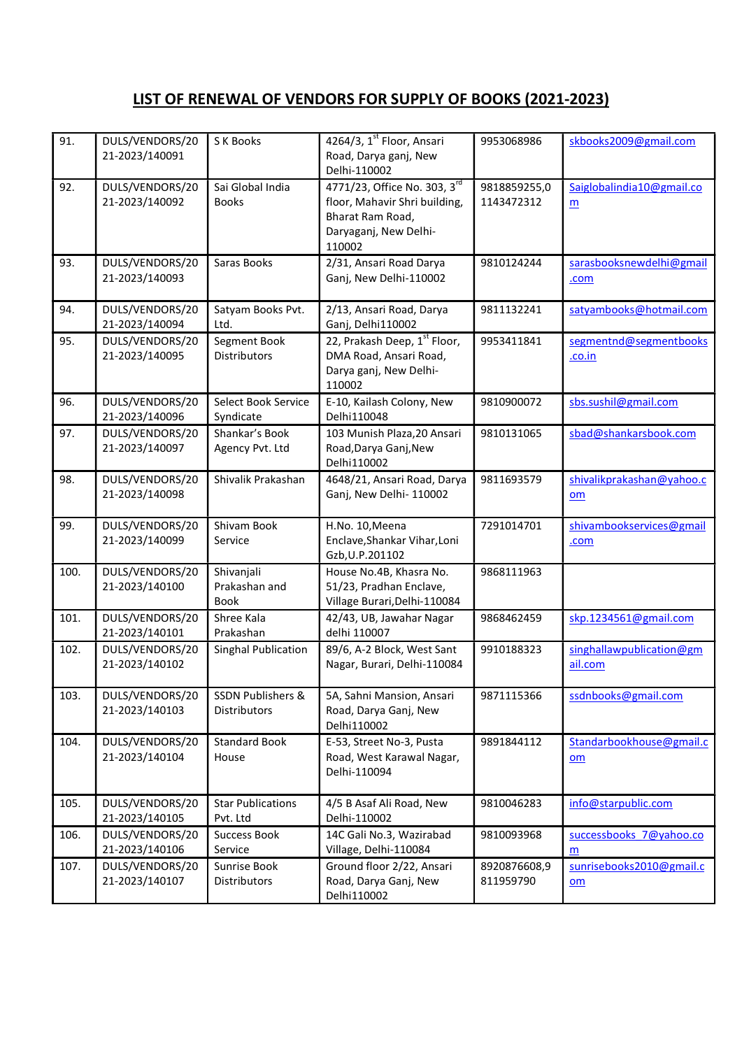## LIST OF RENEWAL OF VENDORS FOR SUPPLY OF BOOKS (2021-2023)

| | | | | | |
|---|---|---|---|---|---|
| 91. | DULS/VENDORS/2021-2023/140091 | S K Books | 4264/3, 1st Floor, Ansari Road, Darya ganj, New Delhi-110002 | 9953068986 | skbooks2009@gmail.com |
| 92. | DULS/VENDORS/2021-2023/140092 | Sai Global India Books | 4771/23, Office No. 303, 3rd floor, Mahavir Shri building, Bharat Ram Road, Daryaganj, New Delhi-110002 | 9818859255,01143472312 | Saiglobalindia10@gmail.com |
| 93. | DULS/VENDORS/2021-2023/140093 | Saras Books | 2/31, Ansari Road Darya Ganj, New Delhi-110002 | 9810124244 | sarasbooksnewdelhi@gmail.com |
| 94. | DULS/VENDORS/2021-2023/140094 | Satyam Books Pvt. Ltd. | 2/13, Ansari Road, Darya Ganj, Delhi110002 | 9811132241 | satyambooks@hotmail.com |
| 95. | DULS/VENDORS/2021-2023/140095 | Segment Book Distributors | 22, Prakash Deep, 1st Floor, DMA Road, Ansari Road, Darya ganj, New Delhi-110002 | 9953411841 | segmentnd@segmentbooks.co.in |
| 96. | DULS/VENDORS/2021-2023/140096 | Select Book Service Syndicate | E-10, Kailash Colony, New Delhi110048 | 9810900072 | sbs.sushil@gmail.com |
| 97. | DULS/VENDORS/2021-2023/140097 | Shankar's Book Agency Pvt. Ltd | 103 Munish Plaza,20 Ansari Road,Darya Ganj,New Delhi110002 | 9810131065 | sbad@shankarsbook.com |
| 98. | DULS/VENDORS/2021-2023/140098 | Shivalik Prakashan | 4648/21, Ansari Road, Darya Ganj, New Delhi- 110002 | 9811693579 | shivalikprakashan@yahoo.com |
| 99. | DULS/VENDORS/2021-2023/140099 | Shivam Book Service | H.No. 10,Meena Enclave,Shankar Vihar,Loni Gzb,U.P.201102 | 7291014701 | shivambookservices@gmail.com |
| 100. | DULS/VENDORS/2021-2023/140100 | Shivanjali Prakashan and Book | House No.4B, Khasra No. 51/23, Pradhan Enclave, Village Burari,Delhi-110084 | 9868111963 | |
| 101. | DULS/VENDORS/2021-2023/140101 | Shree Kala Prakashan | 42/43, UB, Jawahar Nagar delhi 110007 | 9868462459 | skp.1234561@gmail.com |
| 102. | DULS/VENDORS/2021-2023/140102 | Singhal Publication | 89/6, A-2 Block, West Sant Nagar, Burari, Delhi-110084 | 9910188323 | singhallawpublication@gmail.com |
| 103. | DULS/VENDORS/2021-2023/140103 | SSDN Publishers & Distributors | 5A, Sahni Mansion, Ansari Road, Darya Ganj, New Delhi110002 | 9871115366 | ssdnbooks@gmail.com |
| 104. | DULS/VENDORS/2021-2023/140104 | Standard Book House | E-53, Street No-3, Pusta Road, West Karawal Nagar, Delhi-110094 | 9891844112 | Standarbookhouse@gmail.com |
| 105. | DULS/VENDORS/2021-2023/140105 | Star Publications Pvt. Ltd | 4/5 B Asaf Ali Road, New Delhi-110002 | 9810046283 | info@starpublic.com |
| 106. | DULS/VENDORS/2021-2023/140106 | Success Book Service | 14C Gali No.3, Wazirabad Village, Delhi-110084 | 9810093968 | successbooks_7@yahoo.com |
| 107. | DULS/VENDORS/2021-2023/140107 | Sunrise Book Distributors | Ground floor 2/22, Ansari Road, Darya Ganj, New Delhi110002 | 8920876608,9811959790 | sunrisebooks2010@gmail.com |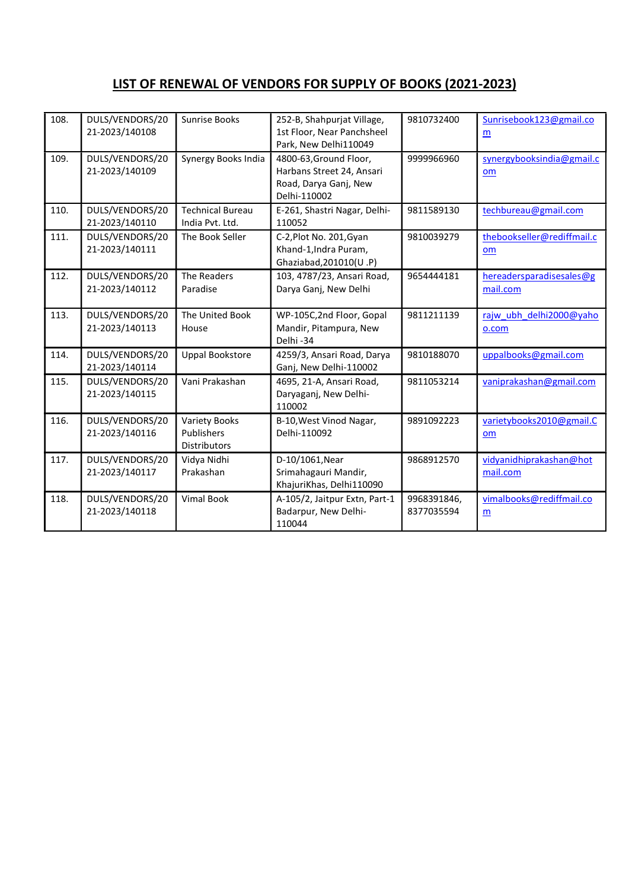## LIST OF RENEWAL OF VENDORS FOR SUPPLY OF BOOKS (2021-2023)

| | | | | | |
|---|---|---|---|---|---|
| 108. | DULS/VENDORS/2021-2023/140108 | Sunrise Books | 252-B, Shahpurjat Village, 1st Floor, Near Panchsheel Park, New Delhi110049 | 9810732400 | Sunrisebook123@gmail.com |
| 109. | DULS/VENDORS/2021-2023/140109 | Synergy Books India | 4800-63,Ground Floor, Harbans Street 24, Ansari Road, Darya Ganj, New Delhi-110002 | 9999966960 | synergybooksindia@gmail.com |
| 110. | DULS/VENDORS/2021-2023/140110 | Technical Bureau India Pvt. Ltd. | E-261, Shastri Nagar, Delhi-110052 | 9811589130 | techbureau@gmail.com |
| 111. | DULS/VENDORS/2021-2023/140111 | The Book Seller | C-2,Plot No. 201,Gyan Khand-1,Indra Puram, Ghaziabad,201010(U .P) | 9810039279 | thebookseller@rediffmail.com |
| 112. | DULS/VENDORS/2021-2023/140112 | The Readers Paradise | 103, 4787/23, Ansari Road, Darya Ganj, New Delhi | 9654444181 | hereadersparadisesales@gmail.com |
| 113. | DULS/VENDORS/2021-2023/140113 | The United Book House | WP-105C,2nd Floor, Gopal Mandir, Pitampura, New Delhi -34 | 9811211139 | rajw_ubh_delhi2000@yahoo.com |
| 114. | DULS/VENDORS/2021-2023/140114 | Uppal Bookstore | 4259/3, Ansari Road, Darya Ganj, New Delhi-110002 | 9810188070 | uppalbooks@gmail.com |
| 115. | DULS/VENDORS/2021-2023/140115 | Vani Prakashan | 4695, 21-A, Ansari Road, Daryaganj, New Delhi-110002 | 9811053214 | vaniprakashan@gmail.com |
| 116. | DULS/VENDORS/2021-2023/140116 | Variety Books Publishers Distributors | B-10,West Vinod Nagar, Delhi-110092 | 9891092223 | varietybooks2010@gmail.Com |
| 117. | DULS/VENDORS/2021-2023/140117 | Vidya Nidhi Prakashan | D-10/1061,Near Srimahagauri Mandir, KhajuriKhas, Delhi110090 | 9868912570 | vidyanidhiprakashan@hotmail.com |
| 118. | DULS/VENDORS/2021-2023/140118 | Vimal Book | A-105/2, Jaitpur Extn, Part-1 Badarpur, New Delhi-110044 | 9968391846, 8377035594 | vimalbooks@rediffmail.com |